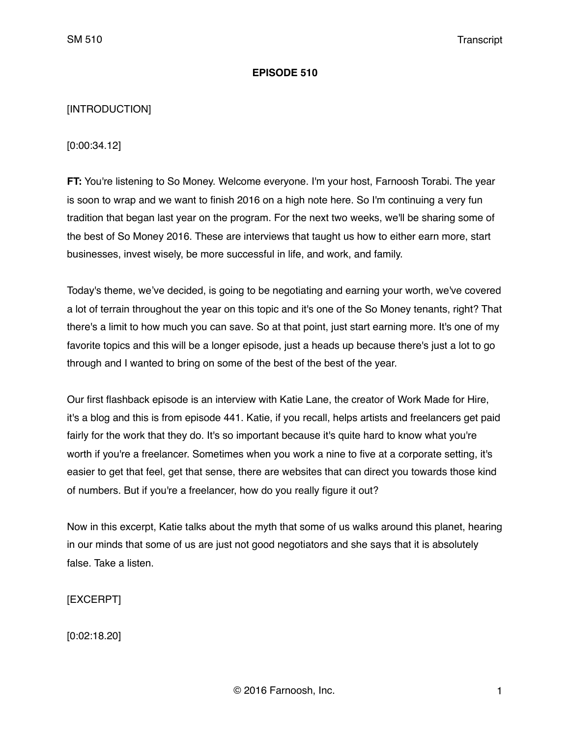**EPISODE 510**

[INTRODUCTION]

[0:00:34.12]

**FT:** You're listening to So Money. Welcome everyone. I'm your host, Farnoosh Torabi. The year is soon to wrap and we want to finish 2016 on a high note here. So I'm continuing a very fun tradition that began last year on the program. For the next two weeks, we'll be sharing some of the best of So Money 2016. These are interviews that taught us how to either earn more, start businesses, invest wisely, be more successful in life, and work, and family.

Today's theme, we've decided, is going to be negotiating and earning your worth, we've covered a lot of terrain throughout the year on this topic and it's one of the So Money tenants, right? That there's a limit to how much you can save. So at that point, just start earning more. It's one of my favorite topics and this will be a longer episode, just a heads up because there's just a lot to go through and I wanted to bring on some of the best of the best of the year.

Our first flashback episode is an interview with Katie Lane, the creator of Work Made for Hire, it's a blog and this is from episode 441. Katie, if you recall, helps artists and freelancers get paid fairly for the work that they do. It's so important because it's quite hard to know what you're worth if you're a freelancer. Sometimes when you work a nine to five at a corporate setting, it's easier to get that feel, get that sense, there are websites that can direct you towards those kind of numbers. But if you're a freelancer, how do you really figure it out?

Now in this excerpt, Katie talks about the myth that some of us walks around this planet, hearing in our minds that some of us are just not good negotiators and she says that it is absolutely false. Take a listen.

[EXCERPT]

[0:02:18.20]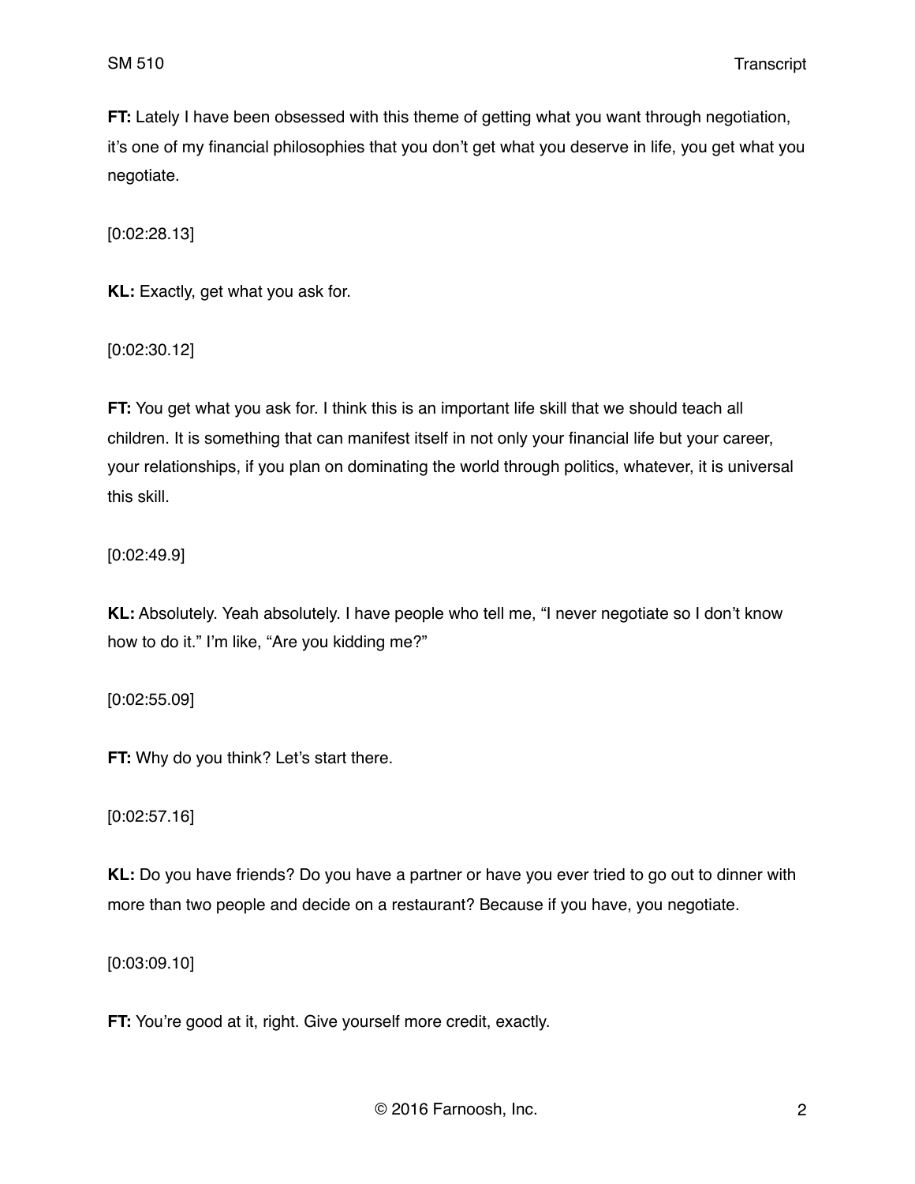**FT:** Lately I have been obsessed with this theme of getting what you want through negotiation, it's one of my financial philosophies that you don't get what you deserve in life, you get what you negotiate.

[0:02:28.13]

**KL:** Exactly, get what you ask for.

[0:02:30.12]

**FT:** You get what you ask for. I think this is an important life skill that we should teach all children. It is something that can manifest itself in not only your financial life but your career, your relationships, if you plan on dominating the world through politics, whatever, it is universal this skill.

[0:02:49.9]

**KL:** Absolutely. Yeah absolutely. I have people who tell me, "I never negotiate so I don't know how to do it." I'm like, "Are you kidding me?"

[0:02:55.09]

**FT:** Why do you think? Let's start there.

[0:02:57.16]

**KL:** Do you have friends? Do you have a partner or have you ever tried to go out to dinner with more than two people and decide on a restaurant? Because if you have, you negotiate.

[0:03:09.10]

**FT:** You're good at it, right. Give yourself more credit, exactly.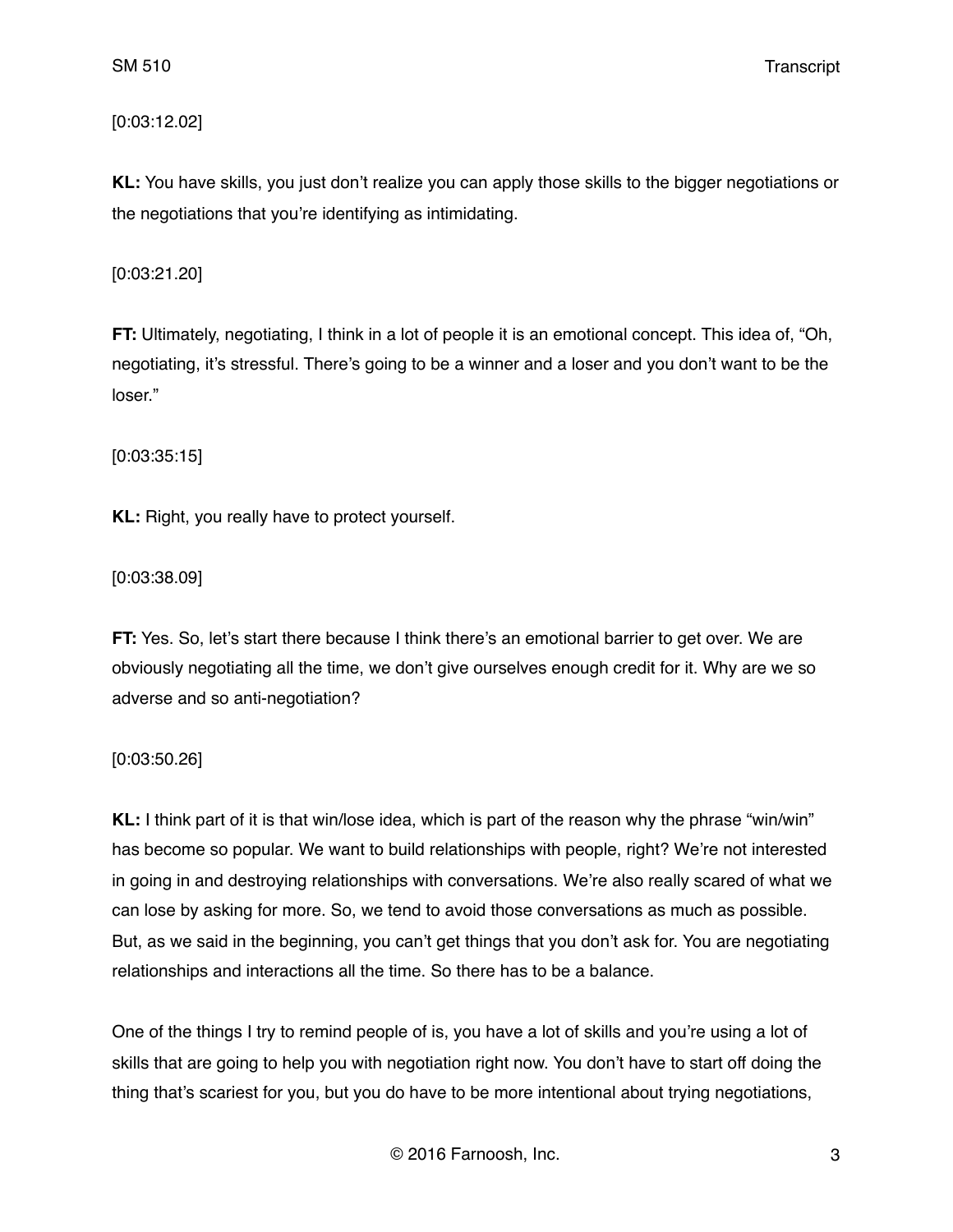[0:03:12.02]

**KL:** You have skills, you just don't realize you can apply those skills to the bigger negotiations or the negotiations that you're identifying as intimidating.

[0:03:21.20]

**FT:** Ultimately, negotiating, I think in a lot of people it is an emotional concept. This idea of, "Oh, negotiating, it's stressful. There's going to be a winner and a loser and you don't want to be the loser."

[0:03:35:15]

**KL:** Right, you really have to protect yourself.

[0:03:38.09]

**FT:** Yes. So, let's start there because I think there's an emotional barrier to get over. We are obviously negotiating all the time, we don't give ourselves enough credit for it. Why are we so adverse and so anti-negotiation?

[0:03:50.26]

**KL:** I think part of it is that win/lose idea, which is part of the reason why the phrase "win/win" has become so popular. We want to build relationships with people, right? We're not interested in going in and destroying relationships with conversations. We're also really scared of what we can lose by asking for more. So, we tend to avoid those conversations as much as possible. But, as we said in the beginning, you can't get things that you don't ask for. You are negotiating relationships and interactions all the time. So there has to be a balance.

One of the things I try to remind people of is, you have a lot of skills and you're using a lot of skills that are going to help you with negotiation right now. You don't have to start off doing the thing that's scariest for you, but you do have to be more intentional about trying negotiations,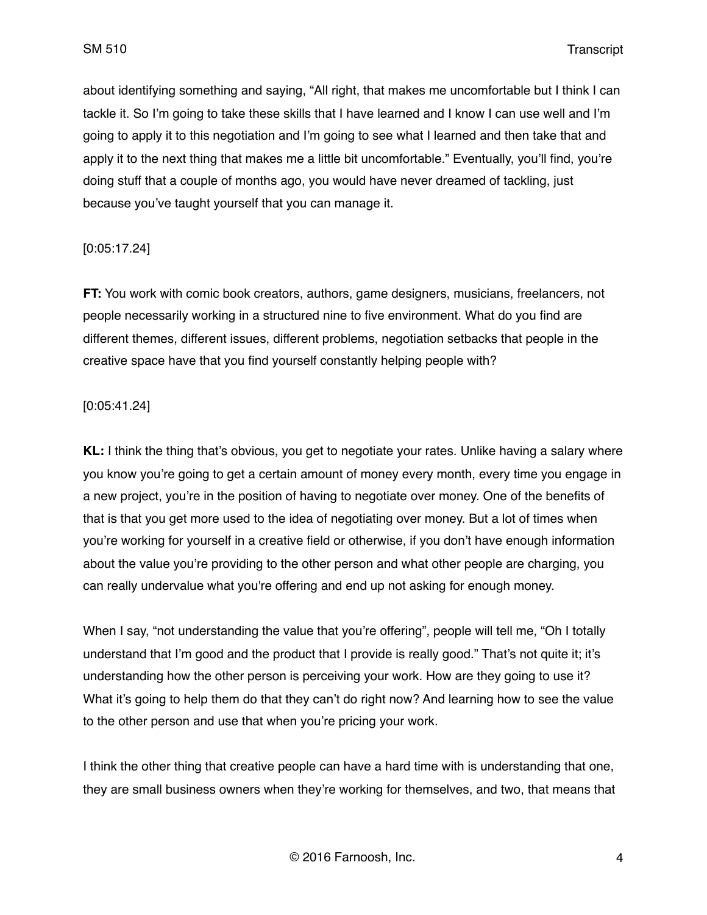about identifying something and saying, "All right, that makes me uncomfortable but I think I can tackle it. So I'm going to take these skills that I have learned and I know I can use well and I'm going to apply it to this negotiation and I'm going to see what I learned and then take that and apply it to the next thing that makes me a little bit uncomfortable." Eventually, you'll find, you're doing stuff that a couple of months ago, you would have never dreamed of tackling, just because you've taught yourself that you can manage it.

[0:05:17.24]

**FT:** You work with comic book creators, authors, game designers, musicians, freelancers, not people necessarily working in a structured nine to five environment. What do you find are different themes, different issues, different problems, negotiation setbacks that people in the creative space have that you find yourself constantly helping people with?

[0:05:41.24]

**KL:** I think the thing that's obvious, you get to negotiate your rates. Unlike having a salary where you know you're going to get a certain amount of money every month, every time you engage in a new project, you're in the position of having to negotiate over money. One of the benefits of that is that you get more used to the idea of negotiating over money. But a lot of times when you're working for yourself in a creative field or otherwise, if you don't have enough information about the value you're providing to the other person and what other people are charging, you can really undervalue what you're offering and end up not asking for enough money.

When I say, "not understanding the value that you're offering", people will tell me, "Oh I totally understand that I'm good and the product that I provide is really good." That's not quite it; it's understanding how the other person is perceiving your work. How are they going to use it? What it's going to help them do that they can't do right now? And learning how to see the value to the other person and use that when you're pricing your work.

I think the other thing that creative people can have a hard time with is understanding that one, they are small business owners when they're working for themselves, and two, that means that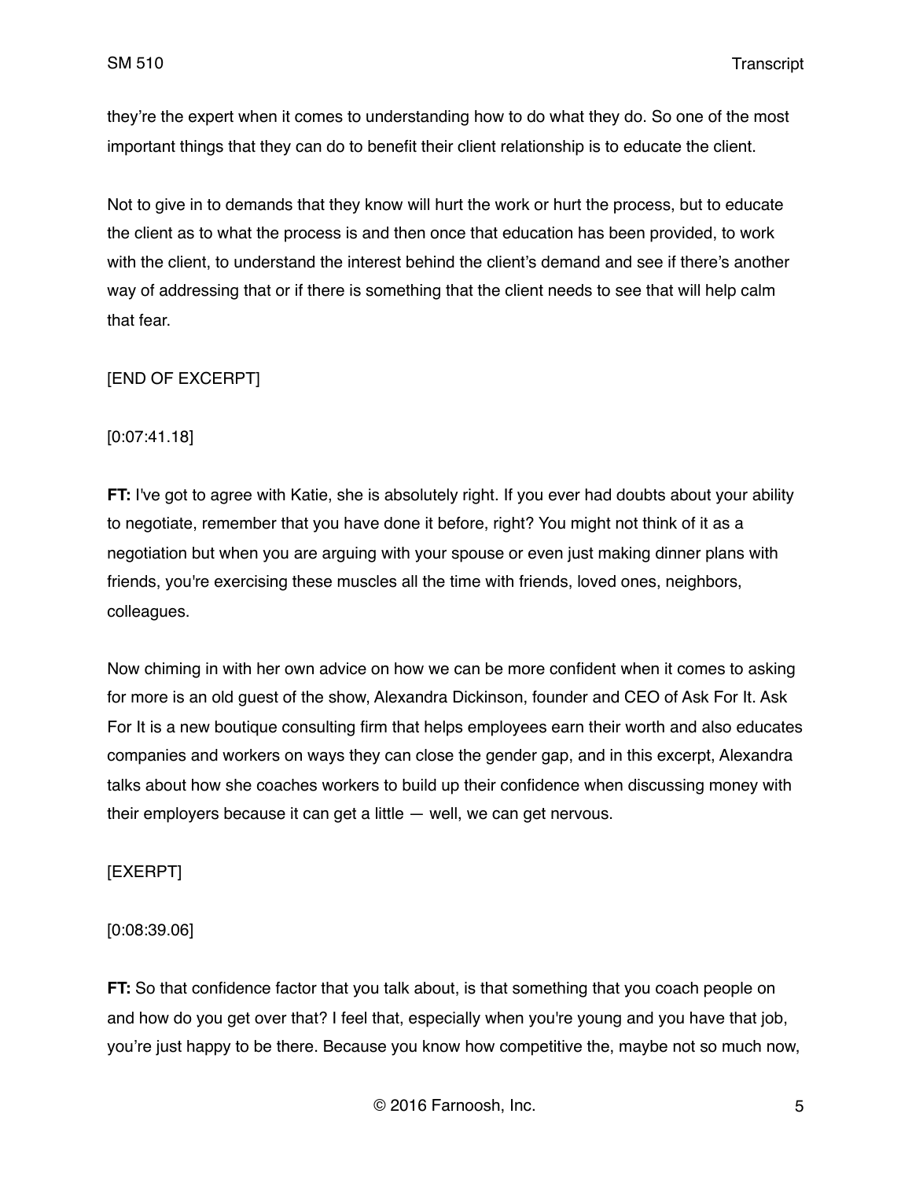they're the expert when it comes to understanding how to do what they do. So one of the most important things that they can do to benefit their client relationship is to educate the client.

Not to give in to demands that they know will hurt the work or hurt the process, but to educate the client as to what the process is and then once that education has been provided, to work with the client, to understand the interest behind the client's demand and see if there's another way of addressing that or if there is something that the client needs to see that will help calm that fear.

[END OF EXCERPT]

[0:07:41.18]

**FT:** I've got to agree with Katie, she is absolutely right. If you ever had doubts about your ability to negotiate, remember that you have done it before, right? You might not think of it as a negotiation but when you are arguing with your spouse or even just making dinner plans with friends, you're exercising these muscles all the time with friends, loved ones, neighbors, colleagues.

Now chiming in with her own advice on how we can be more confident when it comes to asking for more is an old guest of the show, Alexandra Dickinson, founder and CEO of Ask For It. Ask For It is a new boutique consulting firm that helps employees earn their worth and also educates companies and workers on ways they can close the gender gap, and in this excerpt, Alexandra talks about how she coaches workers to build up their confidence when discussing money with their employers because it can get a little — well, we can get nervous.

[EXERPT]

[0:08:39.06]

**FT:** So that confidence factor that you talk about, is that something that you coach people on and how do you get over that? I feel that, especially when you're young and you have that job, you're just happy to be there. Because you know how competitive the, maybe not so much now,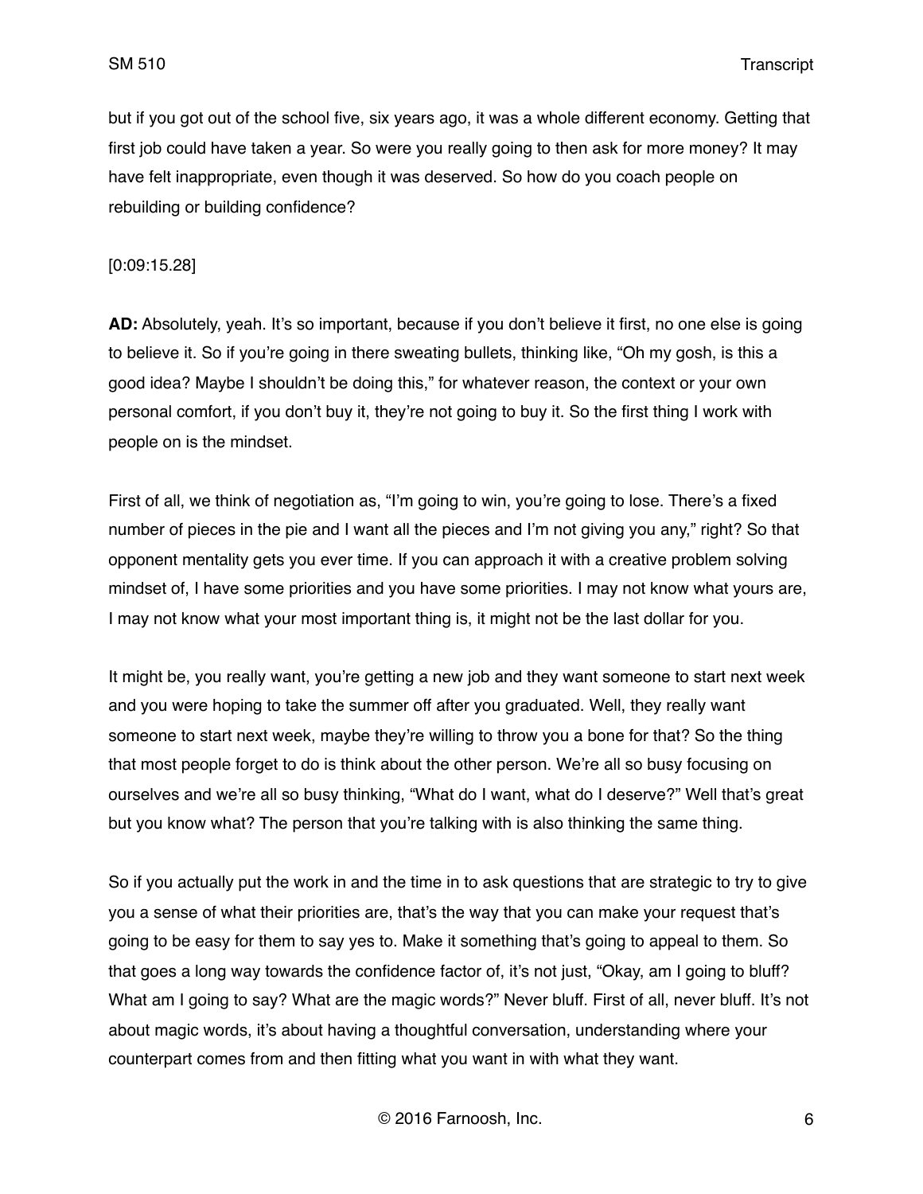but if you got out of the school five, six years ago, it was a whole different economy. Getting that first job could have taken a year. So were you really going to then ask for more money? It may have felt inappropriate, even though it was deserved. So how do you coach people on rebuilding or building confidence?

[0:09:15.28]

**AD:** Absolutely, yeah. It's so important, because if you don't believe it first, no one else is going to believe it. So if you're going in there sweating bullets, thinking like, "Oh my gosh, is this a good idea? Maybe I shouldn't be doing this," for whatever reason, the context or your own personal comfort, if you don't buy it, they're not going to buy it. So the first thing I work with people on is the mindset.

First of all, we think of negotiation as, "I'm going to win, you're going to lose. There's a fixed number of pieces in the pie and I want all the pieces and I'm not giving you any," right? So that opponent mentality gets you ever time. If you can approach it with a creative problem solving mindset of, I have some priorities and you have some priorities. I may not know what yours are, I may not know what your most important thing is, it might not be the last dollar for you.

It might be, you really want, you're getting a new job and they want someone to start next week and you were hoping to take the summer off after you graduated. Well, they really want someone to start next week, maybe they're willing to throw you a bone for that? So the thing that most people forget to do is think about the other person. We're all so busy focusing on ourselves and we're all so busy thinking, "What do I want, what do I deserve?" Well that's great but you know what? The person that you're talking with is also thinking the same thing.

So if you actually put the work in and the time in to ask questions that are strategic to try to give you a sense of what their priorities are, that's the way that you can make your request that's going to be easy for them to say yes to. Make it something that's going to appeal to them. So that goes a long way towards the confidence factor of, it's not just, "Okay, am I going to bluff? What am I going to say? What are the magic words?" Never bluff. First of all, never bluff. It's not about magic words, it's about having a thoughtful conversation, understanding where your counterpart comes from and then fitting what you want in with what they want.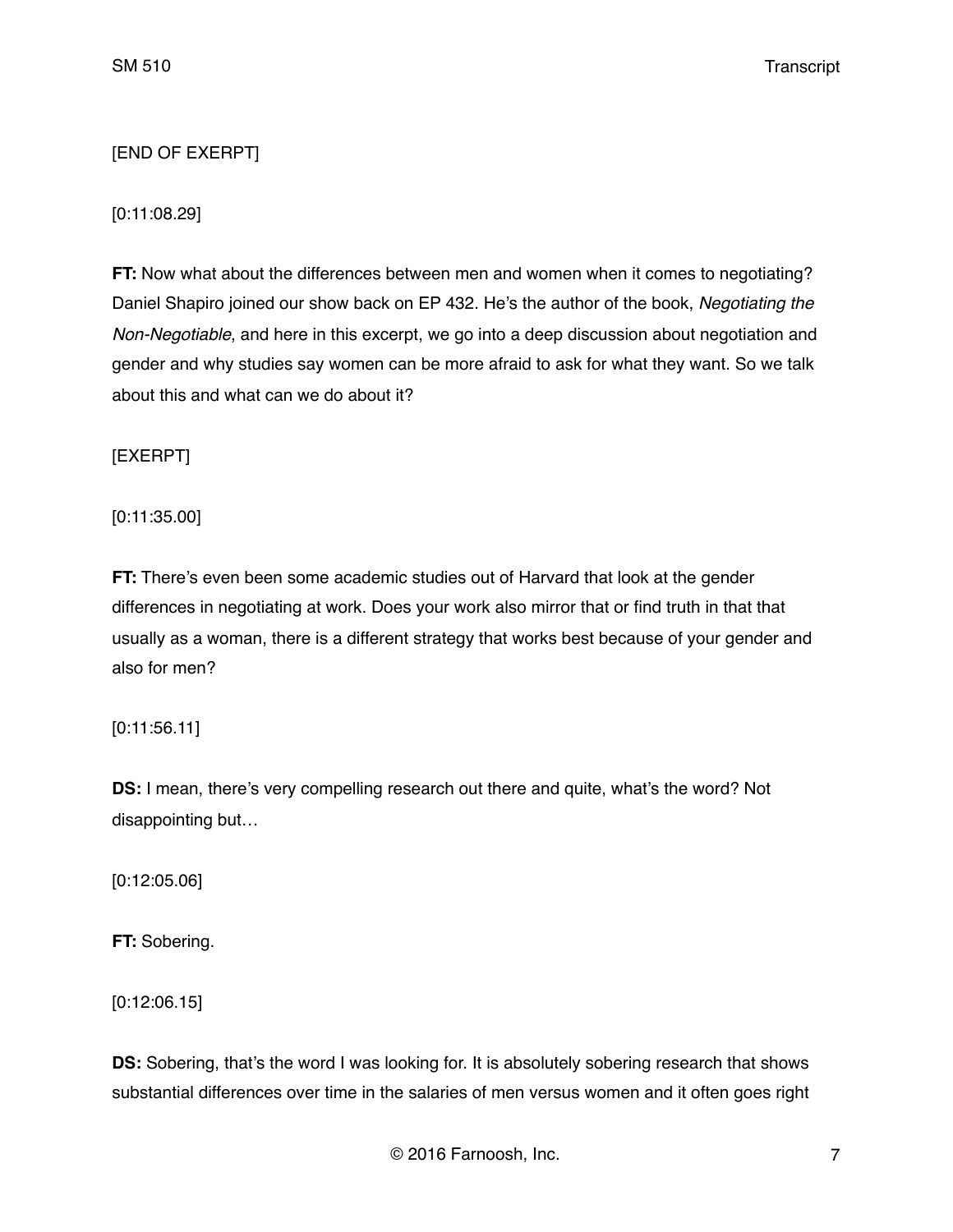[END OF EXERPT]

[0:11:08.29]

**FT:** Now what about the differences between men and women when it comes to negotiating? Daniel Shapiro joined our show back on EP 432. He's the author of the book, *Negotiating the Non-Negotiable*, and here in this excerpt, we go into a deep discussion about negotiation and gender and why studies say women can be more afraid to ask for what they want. So we talk about this and what can we do about it?

[EXERPT]

[0:11:35.00]

**FT:** There's even been some academic studies out of Harvard that look at the gender differences in negotiating at work. Does your work also mirror that or find truth in that that usually as a woman, there is a different strategy that works best because of your gender and also for men?

[0:11:56.11]

**DS:** I mean, there's very compelling research out there and quite, what's the word? Not disappointing but…

[0:12:05.06]

**FT:** Sobering.

[0:12:06.15]

**DS:** Sobering, that's the word I was looking for. It is absolutely sobering research that shows substantial differences over time in the salaries of men versus women and it often goes right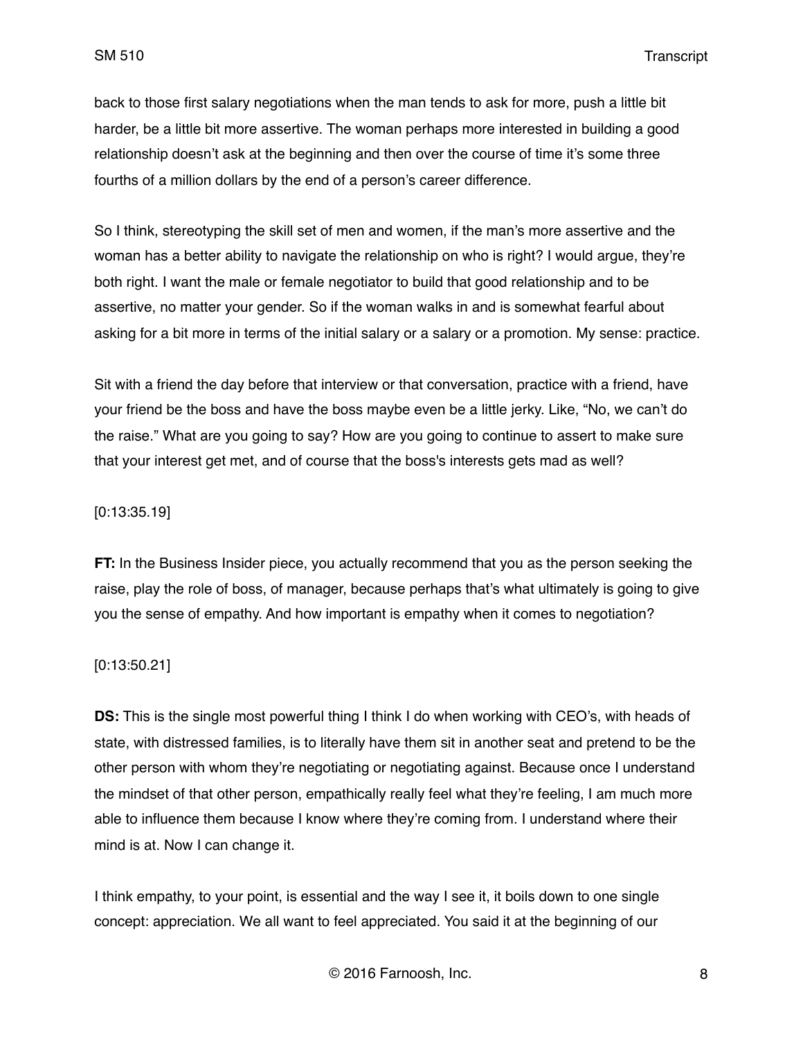back to those first salary negotiations when the man tends to ask for more, push a little bit harder, be a little bit more assertive. The woman perhaps more interested in building a good relationship doesn't ask at the beginning and then over the course of time it's some three fourths of a million dollars by the end of a person's career difference.

So I think, stereotyping the skill set of men and women, if the man's more assertive and the woman has a better ability to navigate the relationship on who is right? I would argue, they're both right. I want the male or female negotiator to build that good relationship and to be assertive, no matter your gender. So if the woman walks in and is somewhat fearful about asking for a bit more in terms of the initial salary or a salary or a promotion. My sense: practice.

Sit with a friend the day before that interview or that conversation, practice with a friend, have your friend be the boss and have the boss maybe even be a little jerky. Like, "No, we can't do the raise." What are you going to say? How are you going to continue to assert to make sure that your interest get met, and of course that the boss's interests gets mad as well?

[0:13:35.19]

**FT:** In the Business Insider piece, you actually recommend that you as the person seeking the raise, play the role of boss, of manager, because perhaps that's what ultimately is going to give you the sense of empathy. And how important is empathy when it comes to negotiation?

[0:13:50.21]

**DS:** This is the single most powerful thing I think I do when working with CEO's, with heads of state, with distressed families, is to literally have them sit in another seat and pretend to be the other person with whom they're negotiating or negotiating against. Because once I understand the mindset of that other person, empathically really feel what they're feeling, I am much more able to influence them because I know where they're coming from. I understand where their mind is at. Now I can change it.

I think empathy, to your point, is essential and the way I see it, it boils down to one single concept: appreciation. We all want to feel appreciated. You said it at the beginning of our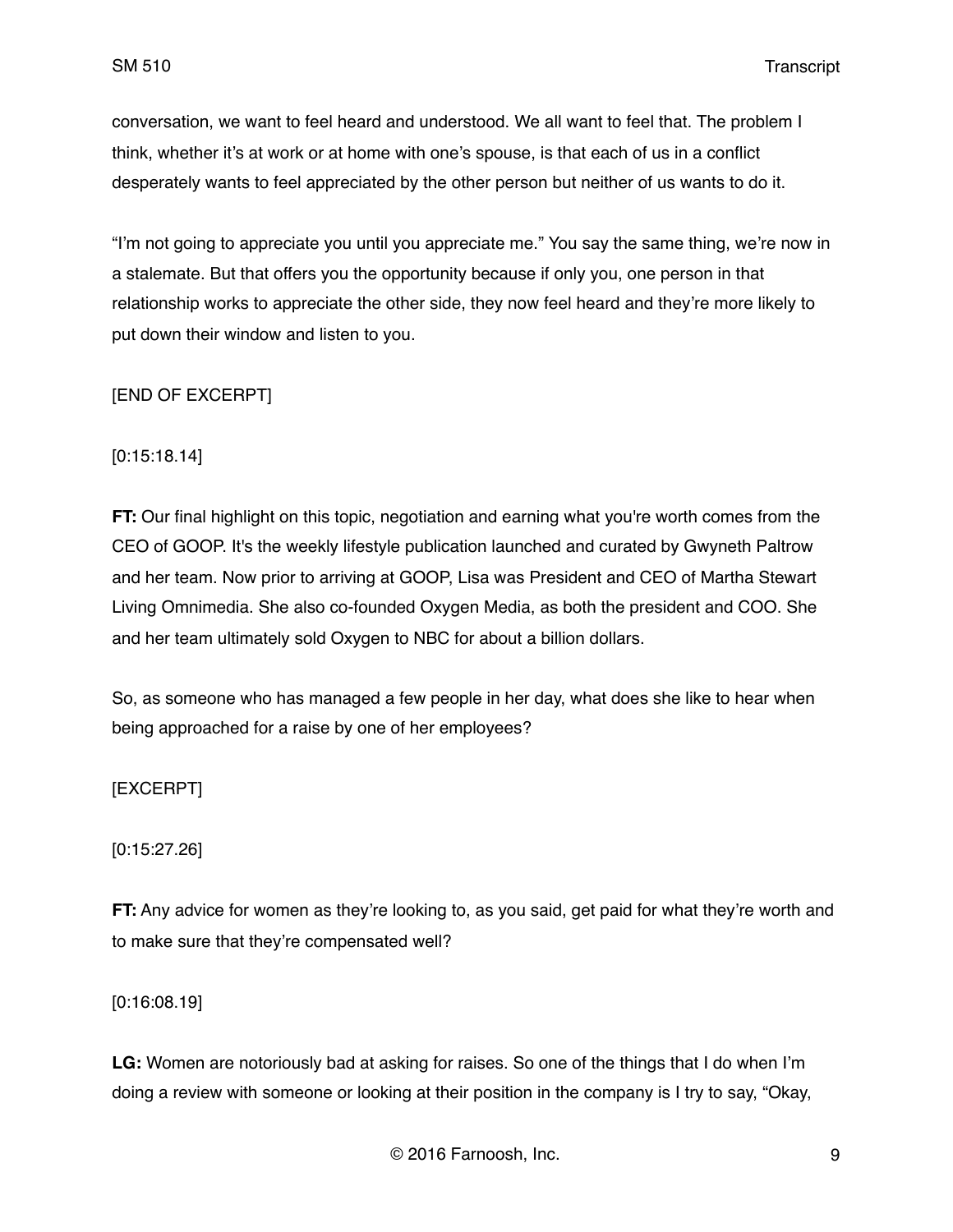conversation, we want to feel heard and understood. We all want to feel that. The problem I think, whether it's at work or at home with one's spouse, is that each of us in a conflict desperately wants to feel appreciated by the other person but neither of us wants to do it.

"I'm not going to appreciate you until you appreciate me." You say the same thing, we're now in a stalemate. But that offers you the opportunity because if only you, one person in that relationship works to appreciate the other side, they now feel heard and they're more likely to put down their window and listen to you.

[END OF EXCERPT]

[0:15:18.14]

**FT:** Our final highlight on this topic, negotiation and earning what you're worth comes from the CEO of GOOP. It's the weekly lifestyle publication launched and curated by Gwyneth Paltrow and her team. Now prior to arriving at GOOP, Lisa was President and CEO of Martha Stewart Living Omnimedia. She also co-founded Oxygen Media, as both the president and COO. She and her team ultimately sold Oxygen to NBC for about a billion dollars.

So, as someone who has managed a few people in her day, what does she like to hear when being approached for a raise by one of her employees?

[EXCERPT]

[0:15:27.26]

**FT:** Any advice for women as they're looking to, as you said, get paid for what they're worth and to make sure that they're compensated well?

[0:16:08.19]

**LG:** Women are notoriously bad at asking for raises. So one of the things that I do when I'm doing a review with someone or looking at their position in the company is I try to say, "Okay,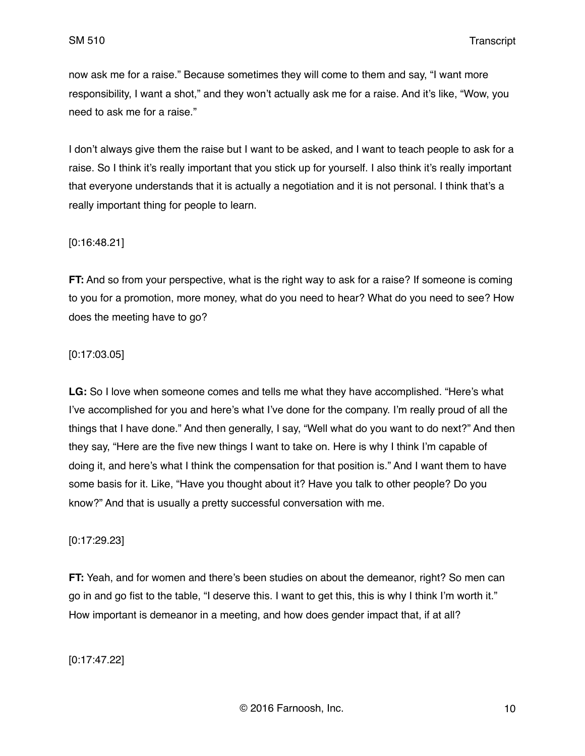now ask me for a raise." Because sometimes they will come to them and say, "I want more responsibility, I want a shot," and they won't actually ask me for a raise. And it's like, "Wow, you need to ask me for a raise."

I don't always give them the raise but I want to be asked, and I want to teach people to ask for a raise. So I think it's really important that you stick up for yourself. I also think it's really important that everyone understands that it is actually a negotiation and it is not personal. I think that's a really important thing for people to learn.

[0:16:48.21]

**FT:** And so from your perspective, what is the right way to ask for a raise? If someone is coming to you for a promotion, more money, what do you need to hear? What do you need to see? How does the meeting have to go?

[0:17:03.05]

**LG:** So I love when someone comes and tells me what they have accomplished. "Here's what I've accomplished for you and here's what I've done for the company. I'm really proud of all the things that I have done." And then generally, I say, "Well what do you want to do next?" And then they say, "Here are the five new things I want to take on. Here is why I think I'm capable of doing it, and here's what I think the compensation for that position is." And I want them to have some basis for it. Like, "Have you thought about it? Have you talk to other people? Do you know?" And that is usually a pretty successful conversation with me.

[0:17:29.23]

**FT:** Yeah, and for women and there's been studies on about the demeanor, right? So men can go in and go fist to the table, "I deserve this. I want to get this, this is why I think I'm worth it." How important is demeanor in a meeting, and how does gender impact that, if at all?

[0:17:47.22]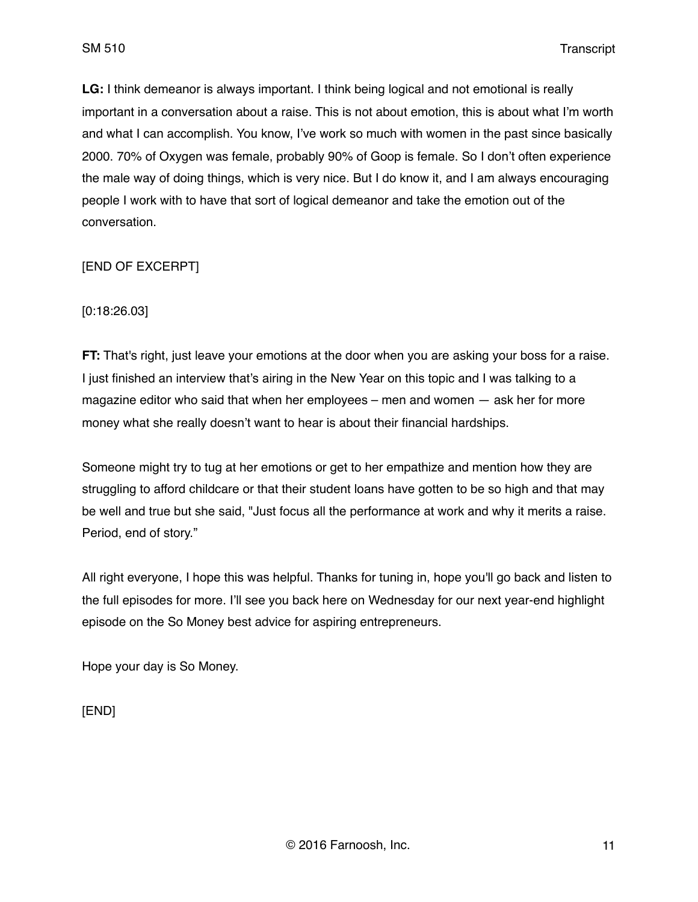**LG:** I think demeanor is always important. I think being logical and not emotional is really important in a conversation about a raise. This is not about emotion, this is about what I'm worth and what I can accomplish. You know, I've work so much with women in the past since basically 2000. 70% of Oxygen was female, probably 90% of Goop is female. So I don't often experience the male way of doing things, which is very nice. But I do know it, and I am always encouraging people I work with to have that sort of logical demeanor and take the emotion out of the conversation.

[END OF EXCERPT]

[0:18:26.03]

**FT:** That's right, just leave your emotions at the door when you are asking your boss for a raise. I just finished an interview that's airing in the New Year on this topic and I was talking to a magazine editor who said that when her employees – men and women — ask her for more money what she really doesn't want to hear is about their financial hardships.

Someone might try to tug at her emotions or get to her empathize and mention how they are struggling to afford childcare or that their student loans have gotten to be so high and that may be well and true but she said, "Just focus all the performance at work and why it merits a raise. Period, end of story."

All right everyone, I hope this was helpful. Thanks for tuning in, hope you'll go back and listen to the full episodes for more. I'll see you back here on Wednesday for our next year-end highlight episode on the So Money best advice for aspiring entrepreneurs.

Hope your day is So Money.

[END]

© 2016 Farnoosh, Inc.